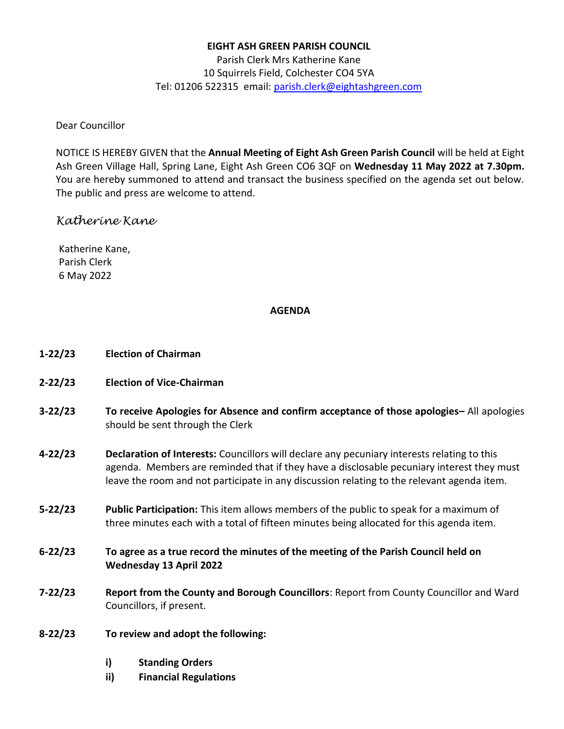**EIGHT ASH GREEN PARISH COUNCIL**

Parish Clerk Mrs Katherine Kane
10 Squirrels Field, Colchester CO4 5YA
Tel: 01206 522315 email: parish.clerk@eightashgreen.com

Dear Councillor

NOTICE IS HEREBY GIVEN that the **Annual Meeting of Eight Ash Green Parish Council** will be held at Eight Ash Green Village Hall, Spring Lane, Eight Ash Green CO6 3QF on **Wednesday 11 May 2022 at 7.30pm.** You are hereby summoned to attend and transact the business specified on the agenda set out below. The public and press are welcome to attend.

*Katherine Kane*

Katherine Kane,
Parish Clerk
6 May 2022

## AGENDA

**1-22/23** **Election of Chairman**

**2-22/23** **Election of Vice-Chairman**

**3-22/23** **To receive Apologies for Absence and confirm acceptance of those apologies–** All apologies should be sent through the Clerk

**4-22/23** **Declaration of Interests:** Councillors will declare any pecuniary interests relating to this agenda. Members are reminded that if they have a disclosable pecuniary interest they must leave the room and not participate in any discussion relating to the relevant agenda item.

**5-22/23** **Public Participation:** This item allows members of the public to speak for a maximum of three minutes each with a total of fifteen minutes being allocated for this agenda item.

**6-22/23** **To agree as a true record the minutes of the meeting of the Parish Council held on Wednesday 13 April 2022**

**7-22/23** **Report from the County and Borough Councillors**: Report from County Councillor and Ward Councillors, if present.

**8-22/23** **To review and adopt the following:**

- **i) Standing Orders**
- **ii) Financial Regulations**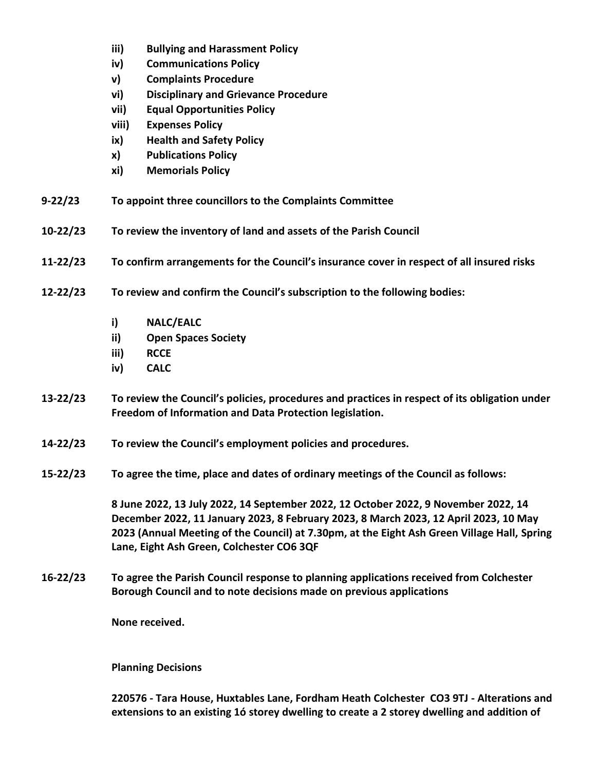- **iii) Bullying and Harassment Policy**
- **iv) Communications Policy**
- **v) Complaints Procedure**
- **vi) Disciplinary and Grievance Procedure**
- **vii) Equal Opportunities Policy**
- **viii) Expenses Policy**
- **ix) Health and Safety Policy**
- **x) Publications Policy**
- **xi) Memorials Policy**

**9-22/23 To appoint three councillors to the Complaints Committee**

**10-22/23 To review the inventory of land and assets of the Parish Council**

**11-22/23 To confirm arrangements for the Council's insurance cover in respect of all insured risks**

**12-22/23 To review and confirm the Council's subscription to the following bodies:**

- **i) NALC/EALC**
- **ii) Open Spaces Society**
- **iii) RCCE**
- **iv) CALC**

**13-22/23 To review the Council's policies, procedures and practices in respect of its obligation under Freedom of Information and Data Protection legislation.**

**14-22/23 To review the Council's employment policies and procedures.**

**15-22/23 To agree the time, place and dates of ordinary meetings of the Council as follows:**

**8 June 2022, 13 July 2022, 14 September 2022, 12 October 2022, 9 November 2022, 14 December 2022, 11 January 2023, 8 February 2023, 8 March 2023, 12 April 2023, 10 May 2023 (Annual Meeting of the Council) at 7.30pm, at the Eight Ash Green Village Hall, Spring Lane, Eight Ash Green, Colchester CO6 3QF**

**16-22/23 To agree the Parish Council response to planning applications received from Colchester Borough Council and to note decisions made on previous applications**

**None received.**

**Planning Decisions**

**220576 - Tara House, Huxtables Lane, Fordham Heath Colchester CO3 9TJ - Alterations and extensions to an existing 1ó storey dwelling to create a 2 storey dwelling and addition of**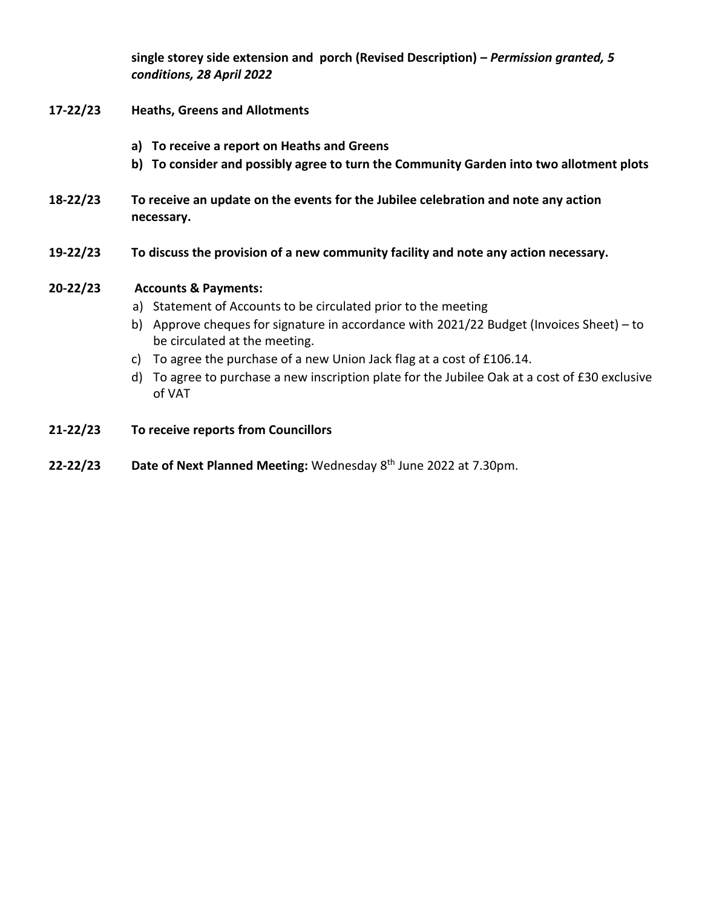**single storey side extension and porch (Revised Description) – *Permission granted, 5 conditions, 28 April 2022***

**17-22/23 Heaths, Greens and Allotments**

- **a) To receive a report on Heaths and Greens**
- **b) To consider and possibly agree to turn the Community Garden into two allotment plots**

**18-22/23 To receive an update on the events for the Jubilee celebration and note any action necessary.**

**19-22/23 To discuss the provision of a new community facility and note any action necessary.**

**20-22/23 Accounts & Payments:**

a) Statement of Accounts to be circulated prior to the meeting

b) Approve cheques for signature in accordance with 2021/22 Budget (Invoices Sheet) – to be circulated at the meeting.

c) To agree the purchase of a new Union Jack flag at a cost of £106.14.

d) To agree to purchase a new inscription plate for the Jubilee Oak at a cost of £30 exclusive of VAT

**21-22/23 To receive reports from Councillors**

**22-22/23 Date of Next Planned Meeting:** Wednesday 8th June 2022 at 7.30pm.